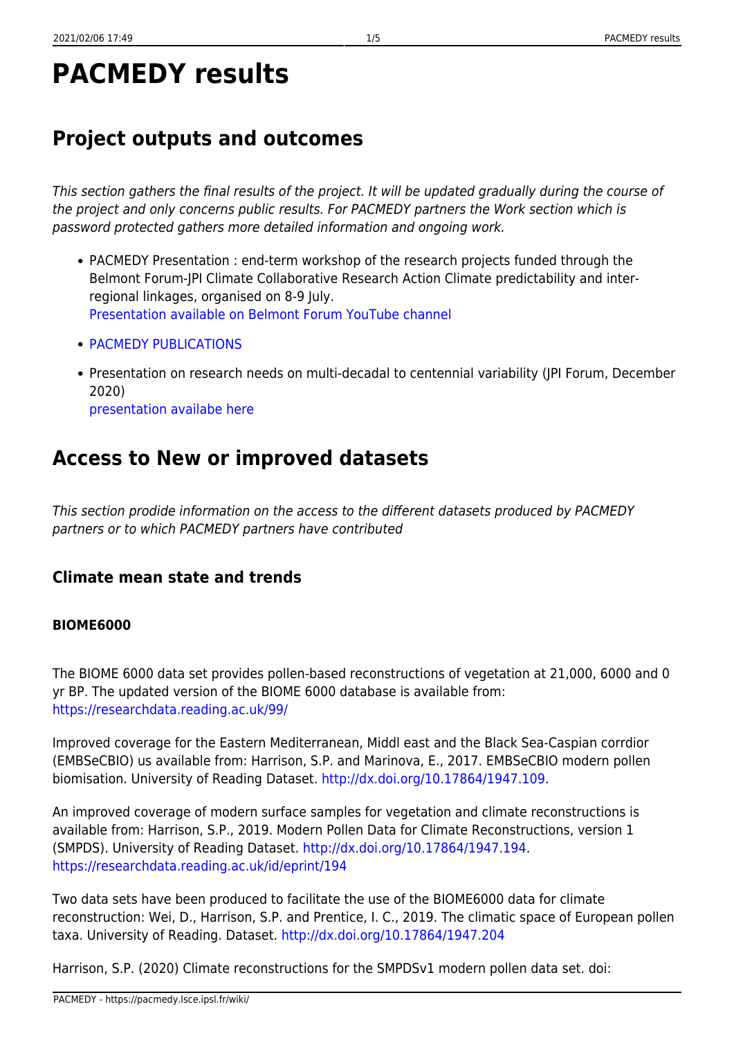# PACMEDY results

## Project outputs and outcomes

*This section gathers the final results of the project. It will be updated gradually during the course of the project and only concerns public results. For PACMEDY partners the Work section which is password protected gathers more detailed information and ongoing work.*

- PACMEDY Presentation : end-term workshop of the research projects funded through the Belmont Forum-JPI Climate Collaborative Research Action Climate predictability and inter-regional linkages, organised on 8-9 July.
  Presentation available on Belmont Forum YouTube channel
- PACMEDY PUBLICATIONS
- Presentation on research needs on multi-decadal to centennial variability (JPI Forum, December 2020)
  presentation availabe here

## Access to New or improved datasets

*This section prodide information on the access to the different datasets produced by PACMEDY partners or to which PACMEDY partners have contributed*

### Climate mean state and trends

#### BIOME6000

The BIOME 6000 data set provides pollen-based reconstructions of vegetation at 21,000, 6000 and 0 yr BP. The updated version of the BIOME 6000 database is available from: https://researchdata.reading.ac.uk/99/

Improved coverage for the Eastern Mediterranean, Middl east and the Black Sea-Caspian corrdior (EMBSeCBIO) us available from: Harrison, S.P. and Marinova, E., 2017. EMBSeCBIO modern pollen biomisation. University of Reading Dataset. http://dx.doi.org/10.17864/1947.109.

An improved coverage of modern surface samples for vegetation and climate reconstructions is available from: Harrison, S.P., 2019. Modern Pollen Data for Climate Reconstructions, version 1 (SMPDS). University of Reading Dataset. http://dx.doi.org/10.17864/1947.194. https://researchdata.reading.ac.uk/id/eprint/194

Two data sets have been produced to facilitate the use of the BIOME6000 data for climate reconstruction: Wei, D., Harrison, S.P. and Prentice, I. C., 2019. The climatic space of European pollen taxa. University of Reading. Dataset. http://dx.doi.org/10.17864/1947.204

Harrison, S.P. (2020) Climate reconstructions for the SMPDSv1 modern pollen data set. doi: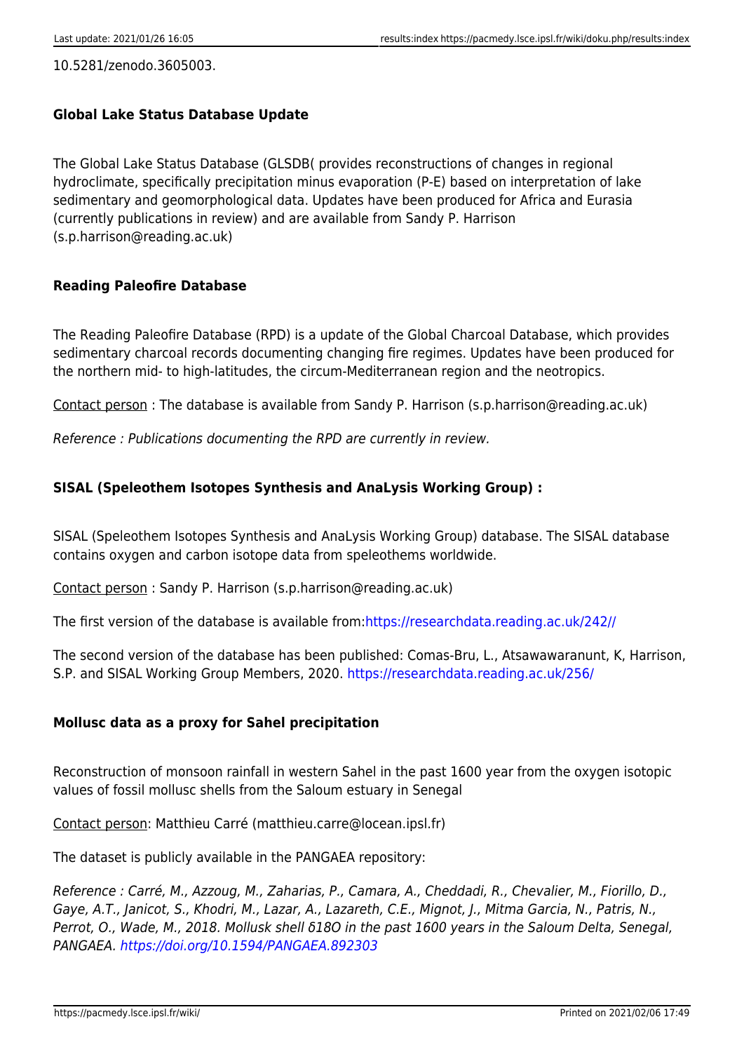10.5281/zenodo.3605003.

#### Global Lake Status Database Update

The Global Lake Status Database (GLSDB( provides reconstructions of changes in regional hydroclimate, specifically precipitation minus evaporation (P-E) based on interpretation of lake sedimentary and geomorphological data. Updates have been produced for Africa and Eurasia (currently publications in review) and are available from Sandy P. Harrison (s.p.harrison@reading.ac.uk)

#### Reading Paleofire Database

The Reading Paleofire Database (RPD) is a update of the Global Charcoal Database, which provides sedimentary charcoal records documenting changing fire regimes. Updates have been produced for the northern mid- to high-latitudes, the circum-Mediterranean region and the neotropics.

Contact person : The database is available from Sandy P. Harrison (s.p.harrison@reading.ac.uk)

*Reference : Publications documenting the RPD are currently in review.*

#### SISAL (Speleothem Isotopes Synthesis and AnaLysis Working Group) :

SISAL (Speleothem Isotopes Synthesis and AnaLysis Working Group) database. The SISAL database contains oxygen and carbon isotope data from speleothems worldwide.

Contact person : Sandy P. Harrison (s.p.harrison@reading.ac.uk)

The first version of the database is available from:https://researchdata.reading.ac.uk/242//

The second version of the database has been published: Comas-Bru, L., Atsawawaranunt, K, Harrison, S.P. and SISAL Working Group Members, 2020. https://researchdata.reading.ac.uk/256/

#### Mollusc data as a proxy for Sahel precipitation

Reconstruction of monsoon rainfall in western Sahel in the past 1600 year from the oxygen isotopic values of fossil mollusc shells from the Saloum estuary in Senegal

Contact person: Matthieu Carré (matthieu.carre@locean.ipsl.fr)

The dataset is publicly available in the PANGAEA repository:

*Reference : Carré, M., Azzoug, M., Zaharias, P., Camara, A., Cheddadi, R., Chevalier, M., Fiorillo, D., Gaye, A.T., Janicot, S., Khodri, M., Lazar, A., Lazareth, C.E., Mignot, J., Mitma Garcia, N., Patris, N., Perrot, O., Wade, M., 2018. Mollusk shell δ18O in the past 1600 years in the Saloum Delta, Senegal, PANGAEA.* https://doi.org/10.1594/PANGAEA.892303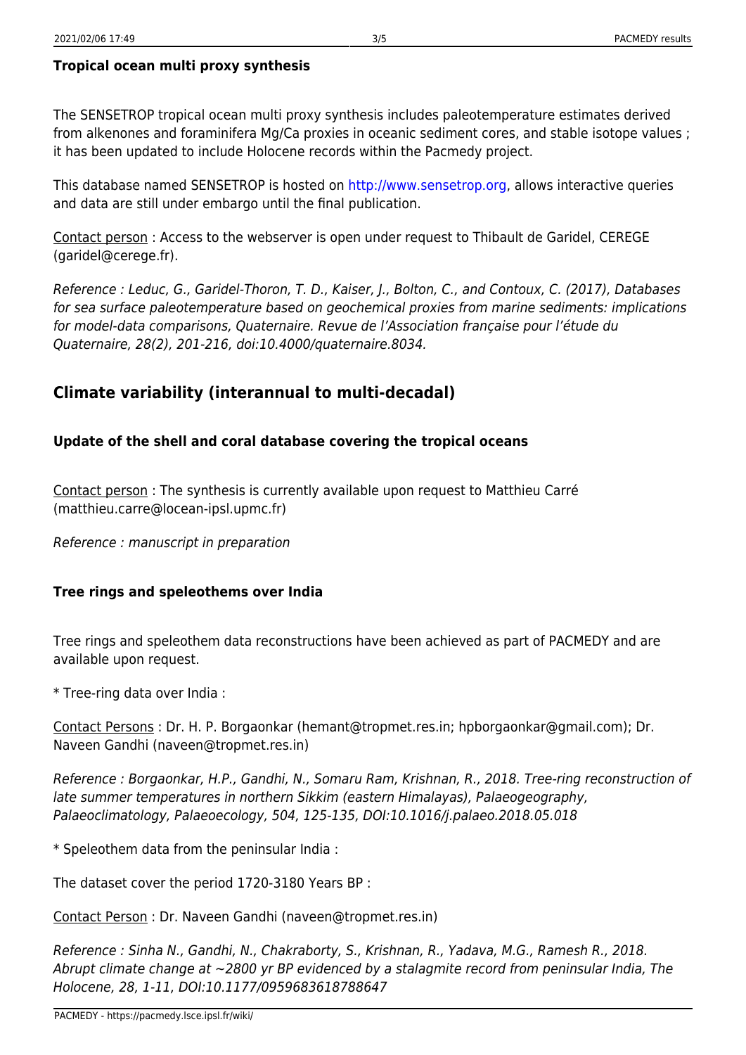### Tropical ocean multi proxy synthesis

The SENSETROP tropical ocean multi proxy synthesis includes paleotemperature estimates derived from alkenones and foraminifera Mg/Ca proxies in oceanic sediment cores, and stable isotope values ; it has been updated to include Holocene records within the Pacmedy project.

This database named SENSETROP is hosted on http://www.sensetrop.org, allows interactive queries and data are still under embargo until the final publication.

<u>Contact person</u> : Access to the webserver is open under request to Thibault de Garidel, CEREGE (garidel@cerege.fr).

*Reference : Leduc, G., Garidel-Thoron, T. D., Kaiser, J., Bolton, C., and Contoux, C. (2017), Databases for sea surface paleotemperature based on geochemical proxies from marine sediments: implications for model-data comparisons, Quaternaire. Revue de l'Association française pour l'étude du Quaternaire, 28(2), 201-216, doi:10.4000/quaternaire.8034.*

## Climate variability (interannual to multi-decadal)

### Update of the shell and coral database covering the tropical oceans

<u>Contact person</u> : The synthesis is currently available upon request to Matthieu Carré (matthieu.carre@locean-ipsl.upmc.fr)

*Reference : manuscript in preparation*

### Tree rings and speleothems over India

Tree rings and speleothem data reconstructions have been achieved as part of PACMEDY and are available upon request.

* Tree-ring data over India :

<u>Contact Persons</u> : Dr. H. P. Borgaonkar (hemant@tropmet.res.in; hpborgaonkar@gmail.com); Dr. Naveen Gandhi (naveen@tropmet.res.in)

*Reference : Borgaonkar, H.P., Gandhi, N., Somaru Ram, Krishnan, R., 2018. Tree-ring reconstruction of late summer temperatures in northern Sikkim (eastern Himalayas), Palaeogeography, Palaeoclimatology, Palaeoecology, 504, 125-135, DOI:10.1016/j.palaeo.2018.05.018*

* Speleothem data from the peninsular India :

The dataset cover the period 1720-3180 Years BP :

<u>Contact Person</u> : Dr. Naveen Gandhi (naveen@tropmet.res.in)

*Reference : Sinha N., Gandhi, N., Chakraborty, S., Krishnan, R., Yadava, M.G., Ramesh R., 2018. Abrupt climate change at ~2800 yr BP evidenced by a stalagmite record from peninsular India, The Holocene, 28, 1-11, DOI:10.1177/0959683618788647*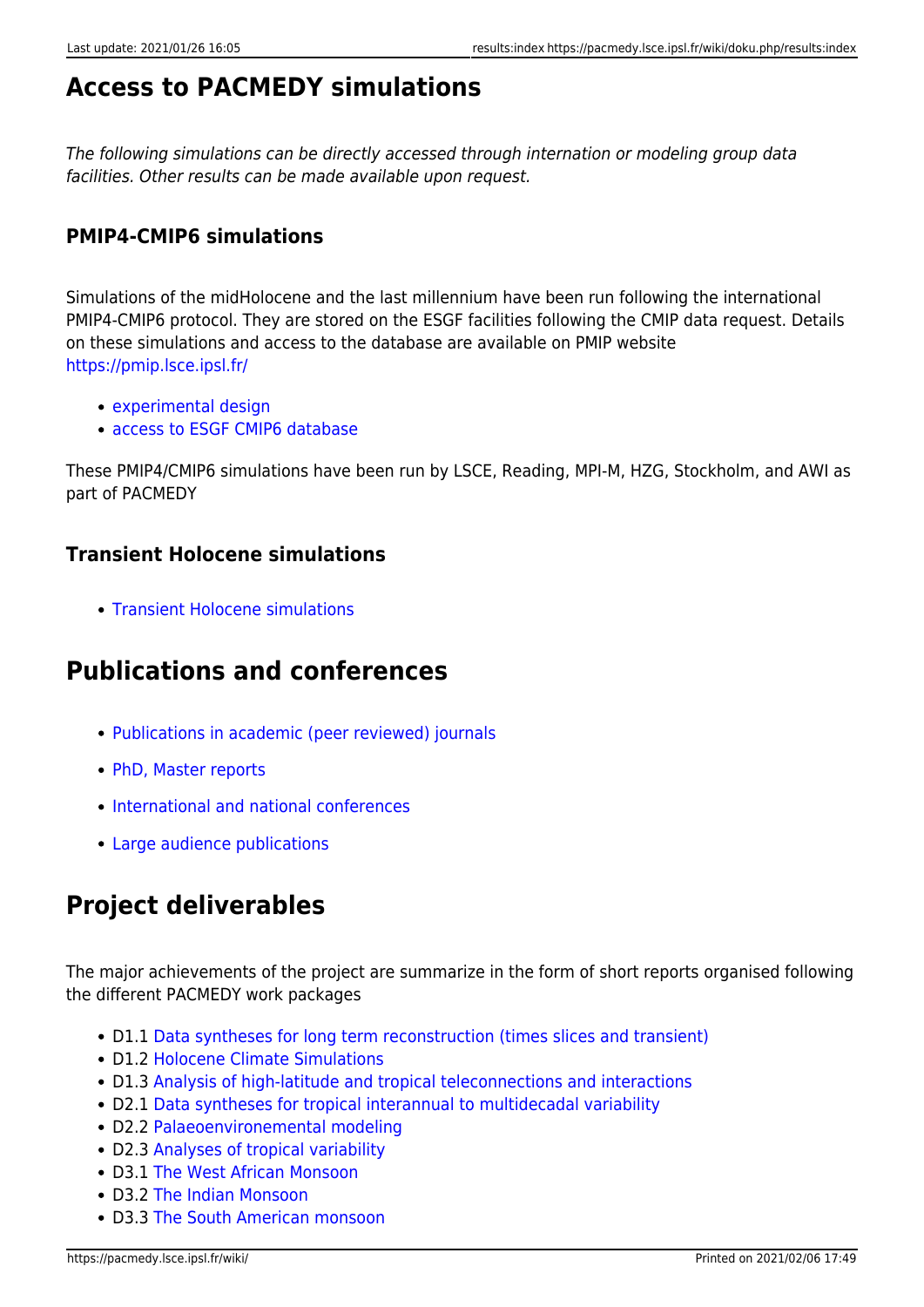# Access to PACMEDY simulations

*The following simulations can be directly accessed through internation or modeling group data facilities. Other results can be made available upon request.*

### PMIP4-CMIP6 simulations

Simulations of the midHolocene and the last millennium have been run following the international PMIP4-CMIP6 protocol. They are stored on the ESGF facilities following the CMIP data request. Details on these simulations and access to the database are available on PMIP website https://pmip.lsce.ipsl.fr/

- experimental design
- access to ESGF CMIP6 database

These PMIP4/CMIP6 simulations have been run by LSCE, Reading, MPI-M, HZG, Stockholm, and AWI as part of PACMEDY

### Transient Holocene simulations

- Transient Holocene simulations

# Publications and conferences

- Publications in academic (peer reviewed) journals
- PhD, Master reports
- International and national conferences
- Large audience publications

# Project deliverables

The major achievements of the project are summarize in the form of short reports organised following the different PACMEDY work packages

- D1.1 Data syntheses for long term reconstruction (times slices and transient)
- D1.2 Holocene Climate Simulations
- D1.3 Analysis of high-latitude and tropical teleconnections and interactions
- D2.1 Data syntheses for tropical interannual to multidecadal variability
- D2.2 Palaeoenvironemental modeling
- D2.3 Analyses of tropical variability
- D3.1 The West African Monsoon
- D3.2 The Indian Monsoon
- D3.3 The South American monsoon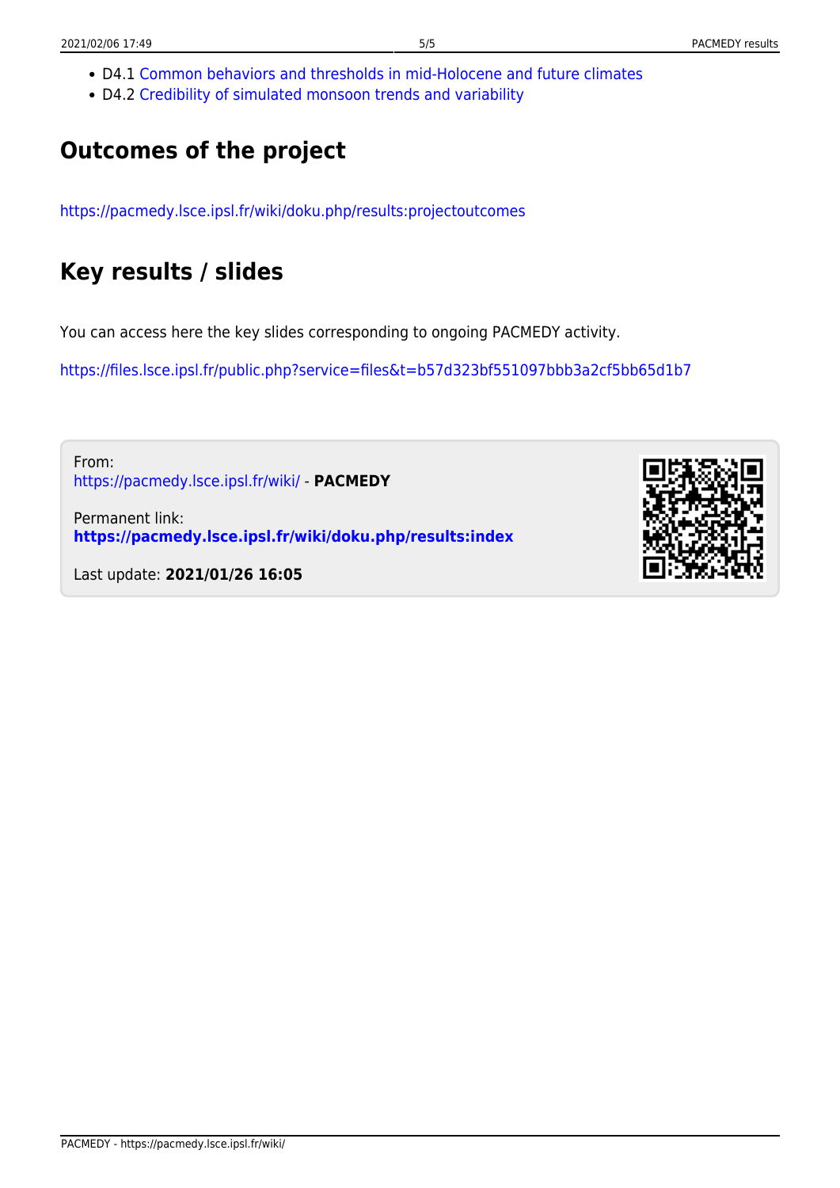- D4.1 Common behaviors and thresholds in mid-Holocene and future climates
- D4.2 Credibility of simulated monsoon trends and variability

## Outcomes of the project

https://pacmedy.lsce.ipsl.fr/wiki/doku.php/results:projectoutcomes

## Key results / slides

You can access here the key slides corresponding to ongoing PACMEDY activity.

https://files.lsce.ipsl.fr/public.php?service=files&t=b57d323bf551097bbb3a2cf5bb65d1b7

From:
https://pacmedy.lsce.ipsl.fr/wiki/ - **PACMEDY**

Permanent link:
**https://pacmedy.lsce.ipsl.fr/wiki/doku.php/results:index**

Last update: **2021/01/26 16:05**